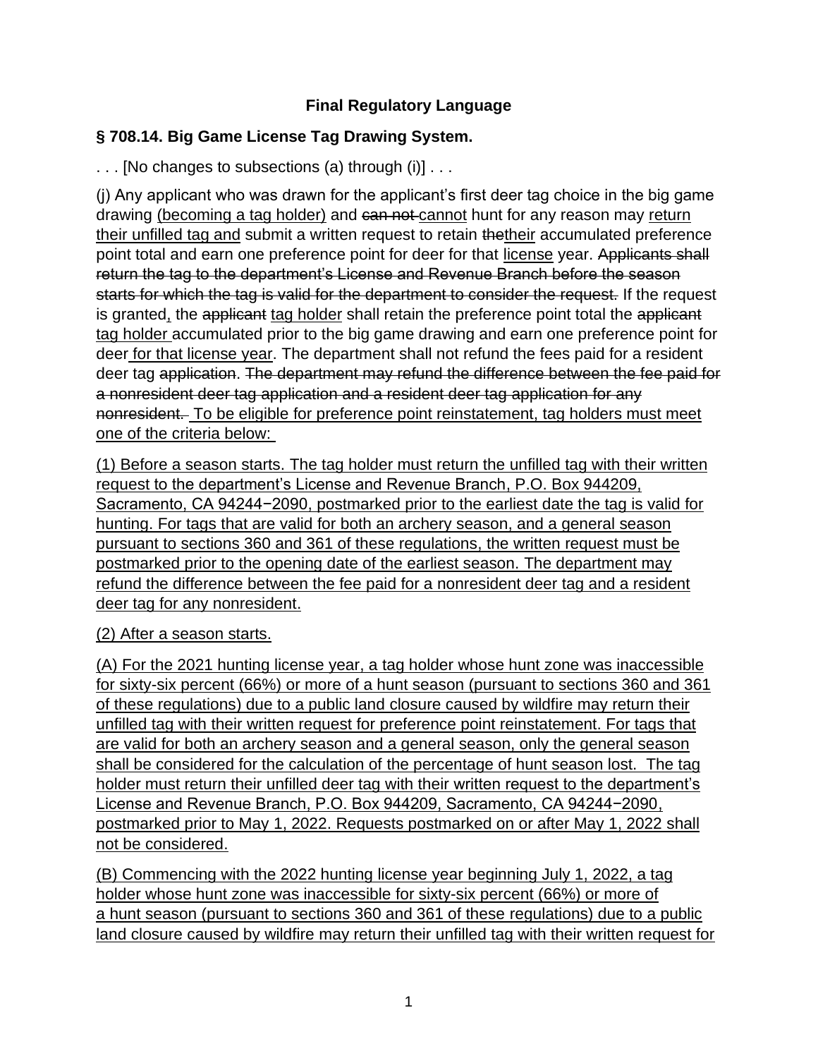**Final Regulatory Language**

**§ 708.14. Big Game License Tag Drawing System.**

. . . [No changes to subsections (a) through (i)] . . .

(j) Any applicant who was drawn for the applicant's first deer tag choice in the big game drawing <u>(becoming a tag holder)</u> and ~~can not~~ <u>cannot</u> hunt for any reason may <u>return their unfilled tag and</u> submit a written request to retain ~~the~~<u>their</u> accumulated preference point total and earn one preference point for deer for that <u>license</u> year. ~~Applicants shall return the tag to the department's License and Revenue Branch before the season starts for which the tag is valid for the department to consider the request.~~ If the request is granted<u>,</u> the ~~applicant~~ <u>tag holder</u> shall retain the preference point total the ~~applicant~~ <u>tag holder</u> accumulated prior to the big game drawing and earn one preference point for deer <u>for that license year</u>. The department shall not refund the fees paid for a resident deer tag ~~application~~. ~~The department may refund the difference between the fee paid for a nonresident deer tag application and a resident deer tag application for any nonresident.~~ <u>To be eligible for preference point reinstatement, tag holders must meet one of the criteria below:</u>

<u>(1) Before a season starts. The tag holder must return the unfilled tag with their written request to the department's License and Revenue Branch, P.O. Box 944209, Sacramento, CA 94244−2090, postmarked prior to the earliest date the tag is valid for hunting. For tags that are valid for both an archery season, and a general season pursuant to sections 360 and 361 of these regulations, the written request must be postmarked prior to the opening date of the earliest season. The department may refund the difference between the fee paid for a nonresident deer tag and a resident deer tag for any nonresident.</u>

<u>(2) After a season starts.</u>

<u>(A) For the 2021 hunting license year, a tag holder whose hunt zone was inaccessible for sixty-six percent (66%) or more of a hunt season (pursuant to sections 360 and 361 of these regulations) due to a public land closure caused by wildfire may return their unfilled tag with their written request for preference point reinstatement. For tags that are valid for both an archery season and a general season, only the general season shall be considered for the calculation of the percentage of hunt season lost. The tag holder must return their unfilled deer tag with their written request to the department's License and Revenue Branch, P.O. Box 944209, Sacramento, CA 94244−2090, postmarked prior to May 1, 2022. Requests postmarked on or after May 1, 2022 shall not be considered.</u>

<u>(B) Commencing with the 2022 hunting license year beginning July 1, 2022, a tag holder whose hunt zone was inaccessible for sixty-six percent (66%) or more of a hunt season (pursuant to sections 360 and 361 of these regulations) due to a public land closure caused by wildfire may return their unfilled tag with their written request for</u>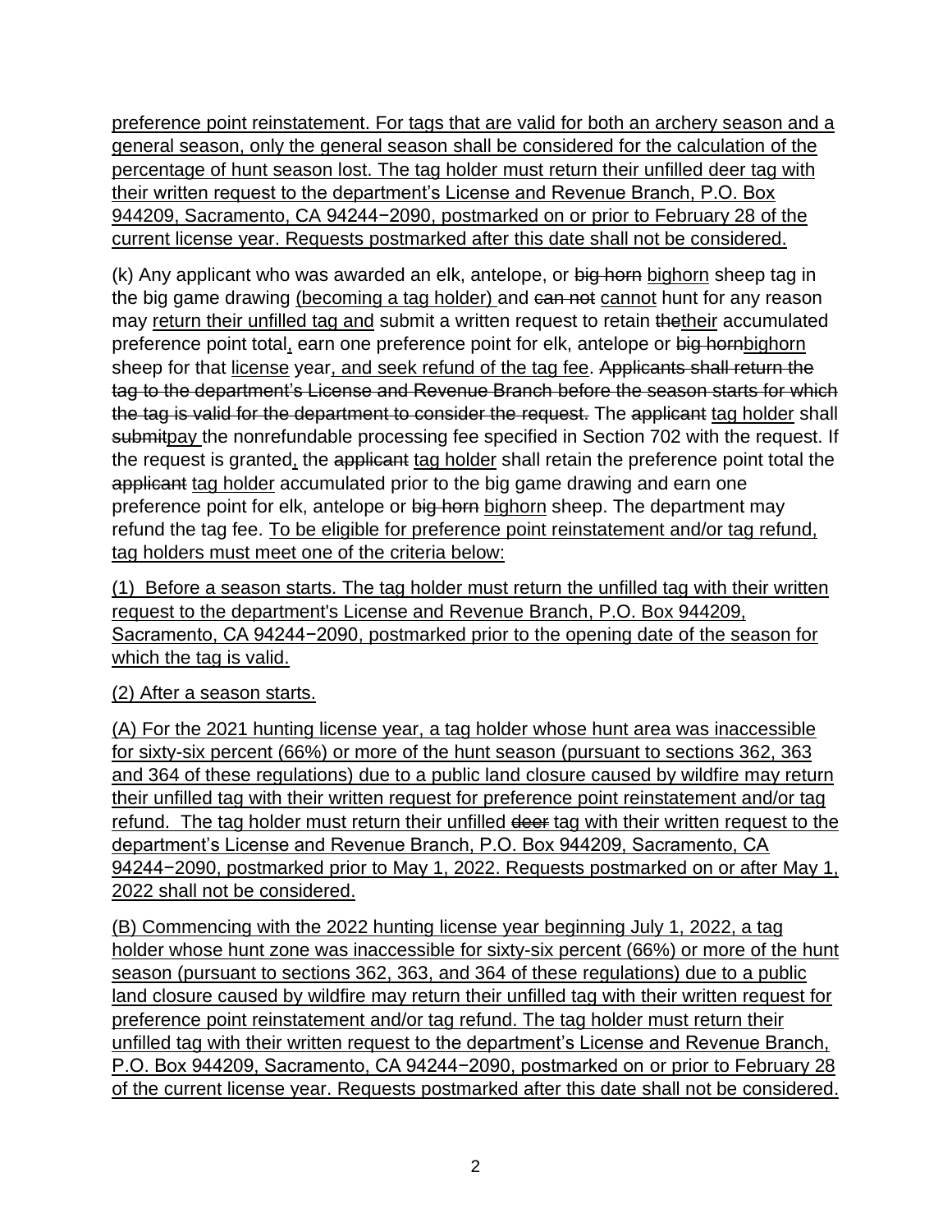preference point reinstatement. For tags that are valid for both an archery season and a general season, only the general season shall be considered for the calculation of the percentage of hunt season lost. The tag holder must return their unfilled deer tag with their written request to the department's License and Revenue Branch, P.O. Box 944209, Sacramento, CA 94244−2090, postmarked on or prior to February 28 of the current license year. Requests postmarked after this date shall not be considered.

(k) Any applicant who was awarded an elk, antelope, or ~~big horn~~ bighorn sheep tag in the big game drawing (becoming a tag holder) and ~~can not~~ cannot hunt for any reason may return their unfilled tag and submit a written request to retain ~~the~~their accumulated preference point total, earn one preference point for elk, antelope or ~~big horn~~bighorn sheep for that license year, and seek refund of the tag fee. ~~Applicants shall return the tag to the department's License and Revenue Branch before the season starts for which the tag is valid for the department to consider the request.~~ The ~~applicant~~ tag holder shall ~~submit~~pay the nonrefundable processing fee specified in Section 702 with the request. If the request is granted, the ~~applicant~~ tag holder shall retain the preference point total the ~~applicant~~ tag holder accumulated prior to the big game drawing and earn one preference point for elk, antelope or ~~big horn~~ bighorn sheep. The department may refund the tag fee. To be eligible for preference point reinstatement and/or tag refund, tag holders must meet one of the criteria below:

(1) Before a season starts. The tag holder must return the unfilled tag with their written request to the department's License and Revenue Branch, P.O. Box 944209, Sacramento, CA 94244−2090, postmarked prior to the opening date of the season for which the tag is valid.

(2) After a season starts.

(A) For the 2021 hunting license year, a tag holder whose hunt area was inaccessible for sixty-six percent (66%) or more of the hunt season (pursuant to sections 362, 363 and 364 of these regulations) due to a public land closure caused by wildfire may return their unfilled tag with their written request for preference point reinstatement and/or tag refund. The tag holder must return their unfilled ~~deer~~ tag with their written request to the department's License and Revenue Branch, P.O. Box 944209, Sacramento, CA 94244−2090, postmarked prior to May 1, 2022. Requests postmarked on or after May 1, 2022 shall not be considered.

(B) Commencing with the 2022 hunting license year beginning July 1, 2022, a tag holder whose hunt zone was inaccessible for sixty-six percent (66%) or more of the hunt season (pursuant to sections 362, 363, and 364 of these regulations) due to a public land closure caused by wildfire may return their unfilled tag with their written request for preference point reinstatement and/or tag refund. The tag holder must return their unfilled tag with their written request to the department's License and Revenue Branch, P.O. Box 944209, Sacramento, CA 94244−2090, postmarked on or prior to February 28 of the current license year. Requests postmarked after this date shall not be considered.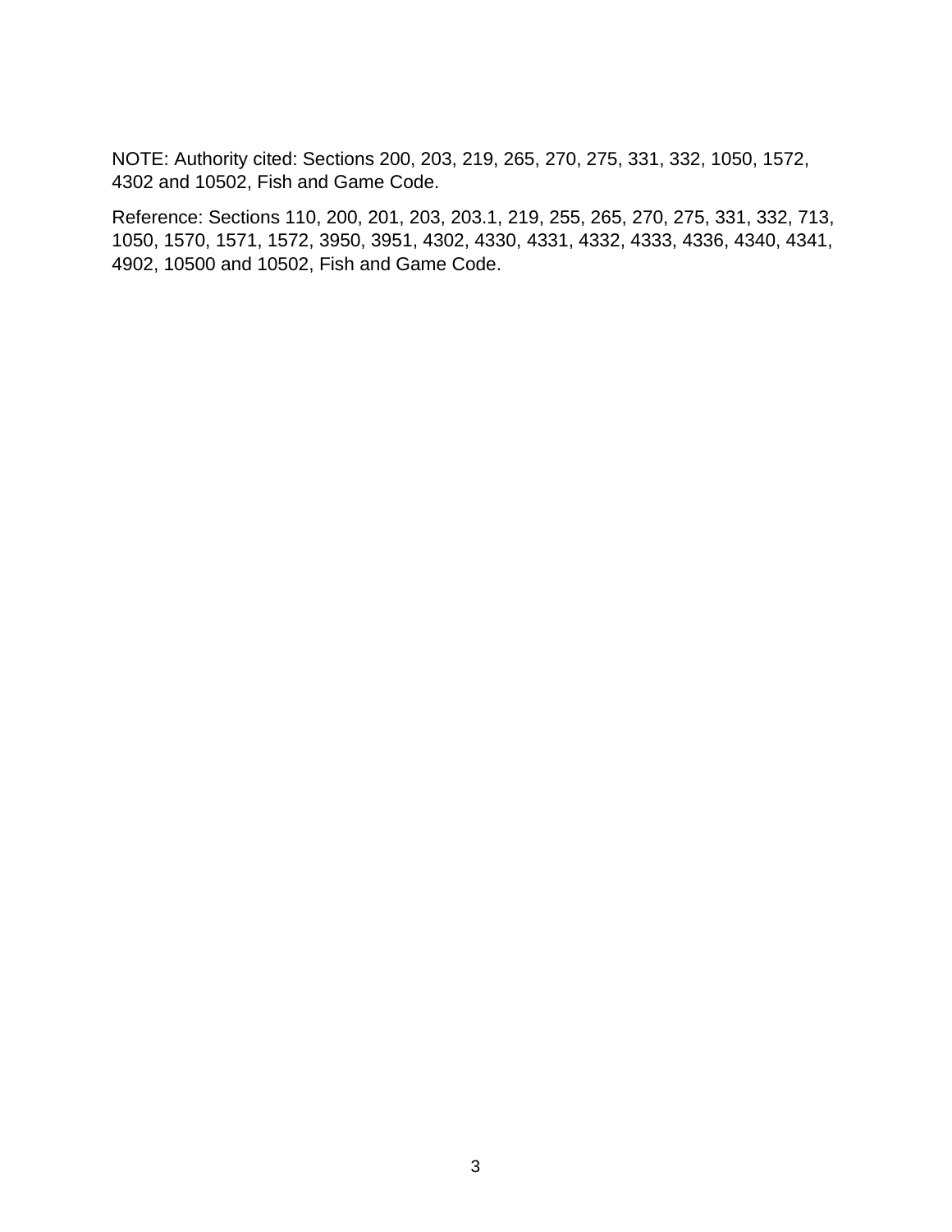NOTE: Authority cited: Sections 200, 203, 219, 265, 270, 275, 331, 332, 1050, 1572, 4302 and 10502, Fish and Game Code.

Reference: Sections 110, 200, 201, 203, 203.1, 219, 255, 265, 270, 275, 331, 332, 713, 1050, 1570, 1571, 1572, 3950, 3951, 4302, 4330, 4331, 4332, 4333, 4336, 4340, 4341, 4902, 10500 and 10502, Fish and Game Code.